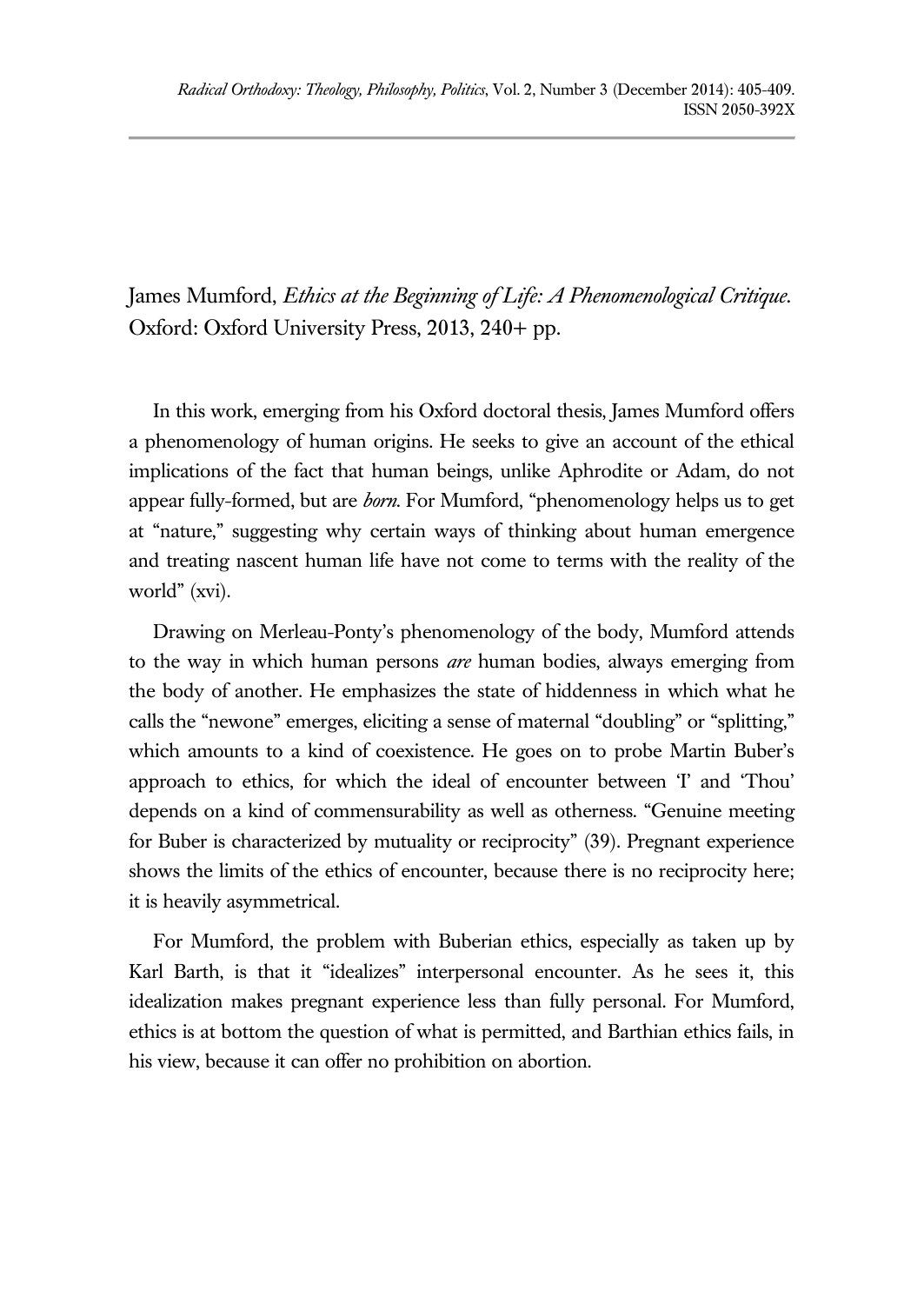James Mumford, *Ethics at the Beginning of Life: A Phenomenological Critique*. Oxford: Oxford University Press, 2013, 240+ pp.

In this work, emerging from his Oxford doctoral thesis, James Mumford offers a phenomenology of human origins. He seeks to give an account of the ethical implications of the fact that human beings, unlike Aphrodite or Adam, do not appear fully-formed, but are *born*. For Mumford, "phenomenology helps us to get at "nature," suggesting why certain ways of thinking about human emergence and treating nascent human life have not come to terms with the reality of the world" (xvi).

Drawing on Merleau-Ponty's phenomenology of the body, Mumford attends to the way in which human persons *are* human bodies, always emerging from the body of another. He emphasizes the state of hiddenness in which what he calls the "newone" emerges, eliciting a sense of maternal "doubling" or "splitting," which amounts to a kind of coexistence. He goes on to probe Martin Buber's approach to ethics, for which the ideal of encounter between 'I' and 'Thou' depends on a kind of commensurability as well as otherness. "Genuine meeting for Buber is characterized by mutuality or reciprocity" (39). Pregnant experience shows the limits of the ethics of encounter, because there is no reciprocity here; it is heavily asymmetrical.

For Mumford, the problem with Buberian ethics, especially as taken up by Karl Barth, is that it "idealizes" interpersonal encounter. As he sees it, this idealization makes pregnant experience less than fully personal. For Mumford, ethics is at bottom the question of what is permitted, and Barthian ethics fails, in his view, because it can offer no prohibition on abortion.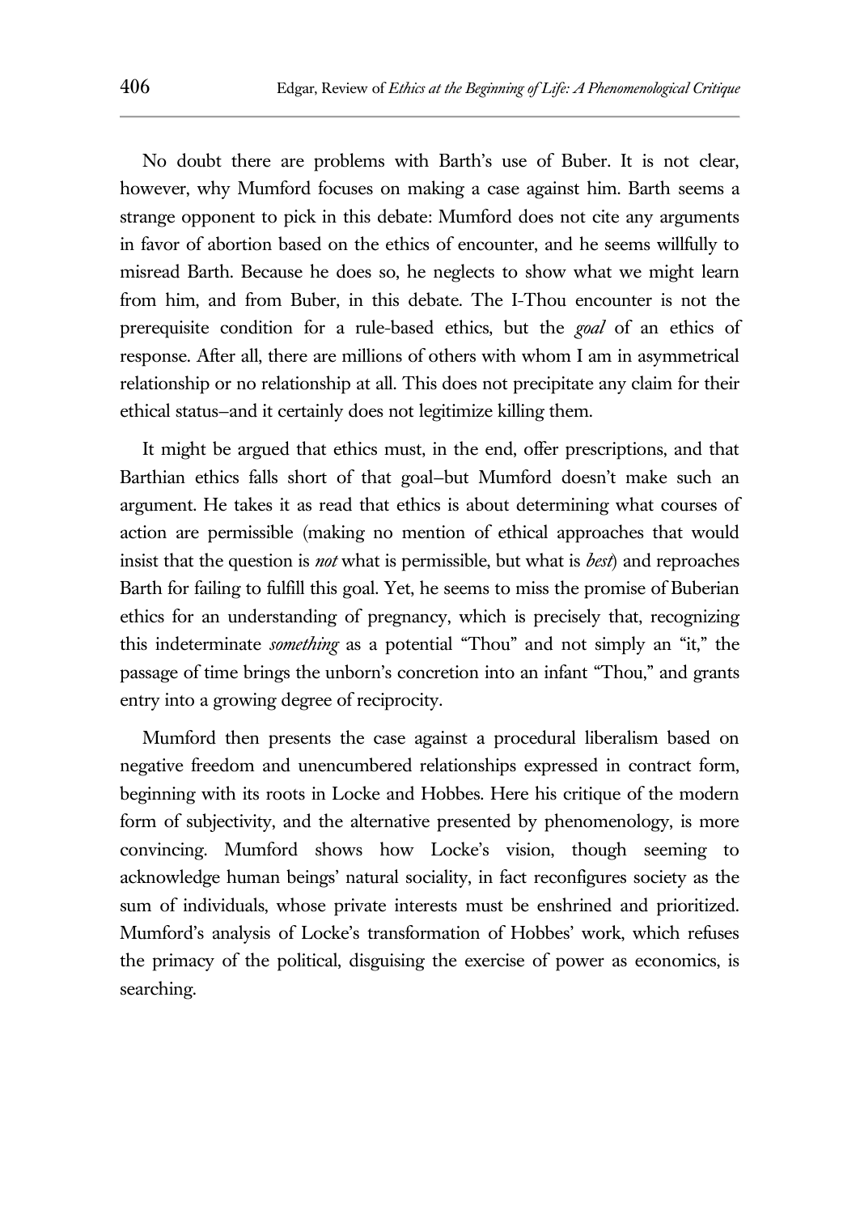No doubt there are problems with Barth's use of Buber. It is not clear, however, why Mumford focuses on making a case against him. Barth seems a strange opponent to pick in this debate: Mumford does not cite any arguments in favor of abortion based on the ethics of encounter, and he seems willfully to misread Barth. Because he does so, he neglects to show what we might learn from him, and from Buber, in this debate. The I-Thou encounter is not the prerequisite condition for a rule-based ethics, but the *goal* of an ethics of response. After all, there are millions of others with whom I am in asymmetrical relationship or no relationship at all. This does not precipitate any claim for their ethical status–and it certainly does not legitimize killing them.

It might be argued that ethics must, in the end, offer prescriptions, and that Barthian ethics falls short of that goal–but Mumford doesn't make such an argument. He takes it as read that ethics is about determining what courses of action are permissible (making no mention of ethical approaches that would insist that the question is *not* what is permissible, but what is *best*) and reproaches Barth for failing to fulfill this goal. Yet, he seems to miss the promise of Buberian ethics for an understanding of pregnancy, which is precisely that, recognizing this indeterminate *something* as a potential "Thou" and not simply an "it," the passage of time brings the unborn's concretion into an infant "Thou," and grants entry into a growing degree of reciprocity.

Mumford then presents the case against a procedural liberalism based on negative freedom and unencumbered relationships expressed in contract form, beginning with its roots in Locke and Hobbes. Here his critique of the modern form of subjectivity, and the alternative presented by phenomenology, is more convincing. Mumford shows how Locke's vision, though seeming to acknowledge human beings' natural sociality, in fact reconfigures society as the sum of individuals, whose private interests must be enshrined and prioritized. Mumford's analysis of Locke's transformation of Hobbes' work, which refuses the primacy of the political, disguising the exercise of power as economics, is searching.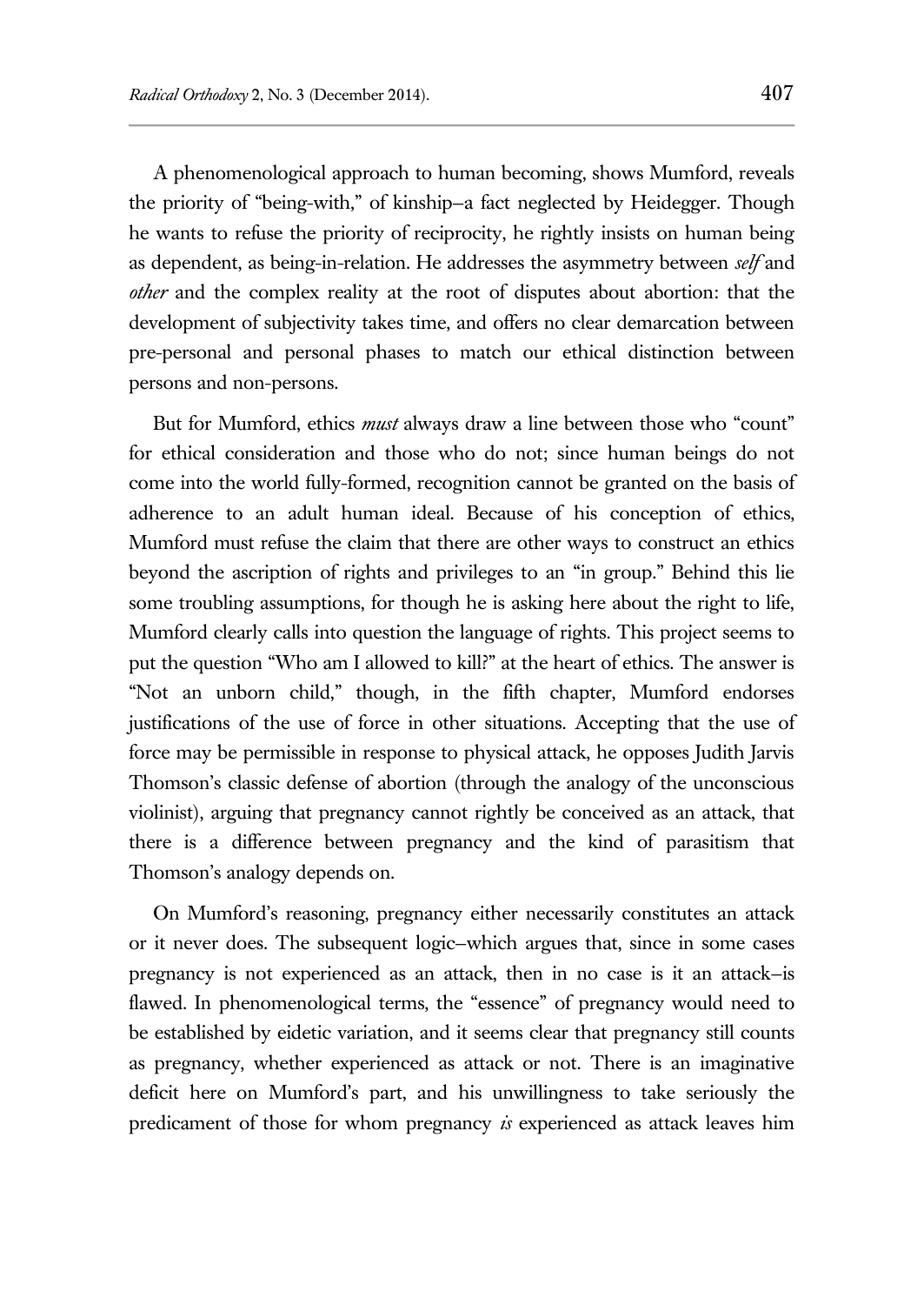A phenomenological approach to human becoming, shows Mumford, reveals the priority of "being-with," of kinship—a fact neglected by Heidegger. Though he wants to refuse the priority of reciprocity, he rightly insists on human being as dependent, as being-in-relation. He addresses the asymmetry between *self* and *other* and the complex reality at the root of disputes about abortion: that the development of subjectivity takes time, and offers no clear demarcation between pre-personal and personal phases to match our ethical distinction between persons and non-persons.

But for Mumford, ethics *must* always draw a line between those who "count" for ethical consideration and those who do not; since human beings do not come into the world fully-formed, recognition cannot be granted on the basis of adherence to an adult human ideal. Because of his conception of ethics, Mumford must refuse the claim that there are other ways to construct an ethics beyond the ascription of rights and privileges to an "in group." Behind this lie some troubling assumptions, for though he is asking here about the right to life, Mumford clearly calls into question the language of rights. This project seems to put the question "Who am I allowed to kill?" at the heart of ethics. The answer is "Not an unborn child," though, in the fifth chapter, Mumford endorses justifications of the use of force in other situations. Accepting that the use of force may be permissible in response to physical attack, he opposes Judith Jarvis Thomson's classic defense of abortion (through the analogy of the unconscious violinist), arguing that pregnancy cannot rightly be conceived as an attack, that there is a difference between pregnancy and the kind of parasitism that Thomson's analogy depends on.

On Mumford's reasoning, pregnancy either necessarily constitutes an attack or it never does. The subsequent logic—which argues that, since in some cases pregnancy is not experienced as an attack, then in no case is it an attack—is flawed. In phenomenological terms, the "essence" of pregnancy would need to be established by eidetic variation, and it seems clear that pregnancy still counts as pregnancy, whether experienced as attack or not. There is an imaginative deficit here on Mumford's part, and his unwillingness to take seriously the predicament of those for whom pregnancy *is* experienced as attack leaves him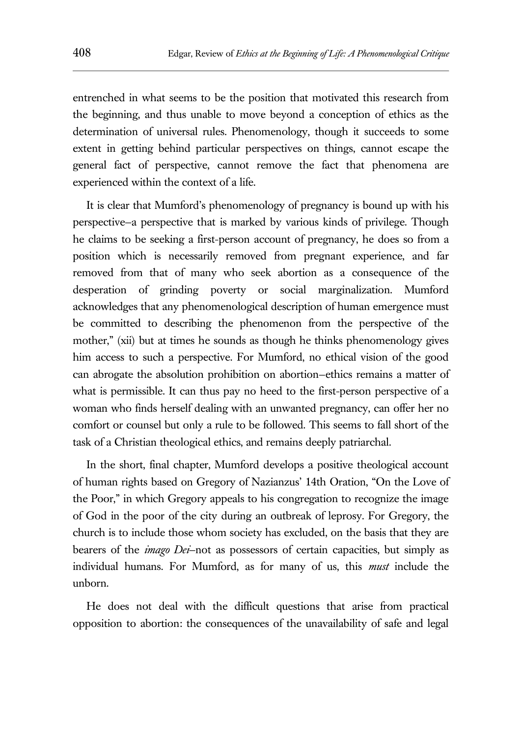entrenched in what seems to be the position that motivated this research from the beginning, and thus unable to move beyond a conception of ethics as the determination of universal rules. Phenomenology, though it succeeds to some extent in getting behind particular perspectives on things, cannot escape the general fact of perspective, cannot remove the fact that phenomena are experienced within the context of a life.

It is clear that Mumford's phenomenology of pregnancy is bound up with his perspective—a perspective that is marked by various kinds of privilege. Though he claims to be seeking a first-person account of pregnancy, he does so from a position which is necessarily removed from pregnant experience, and far removed from that of many who seek abortion as a consequence of the desperation of grinding poverty or social marginalization. Mumford acknowledges that any phenomenological description of human emergence must be committed to describing the phenomenon from the perspective of the mother," (xii) but at times he sounds as though he thinks phenomenology gives him access to such a perspective. For Mumford, no ethical vision of the good can abrogate the absolution prohibition on abortion—ethics remains a matter of what is permissible. It can thus pay no heed to the first-person perspective of a woman who finds herself dealing with an unwanted pregnancy, can offer her no comfort or counsel but only a rule to be followed. This seems to fall short of the task of a Christian theological ethics, and remains deeply patriarchal.

In the short, final chapter, Mumford develops a positive theological account of human rights based on Gregory of Nazianzus' 14th Oration, "On the Love of the Poor," in which Gregory appeals to his congregation to recognize the image of God in the poor of the city during an outbreak of leprosy. For Gregory, the church is to include those whom society has excluded, on the basis that they are bearers of the *imago Dei*—not as possessors of certain capacities, but simply as individual humans. For Mumford, as for many of us, this *must* include the unborn.

He does not deal with the difficult questions that arise from practical opposition to abortion: the consequences of the unavailability of safe and legal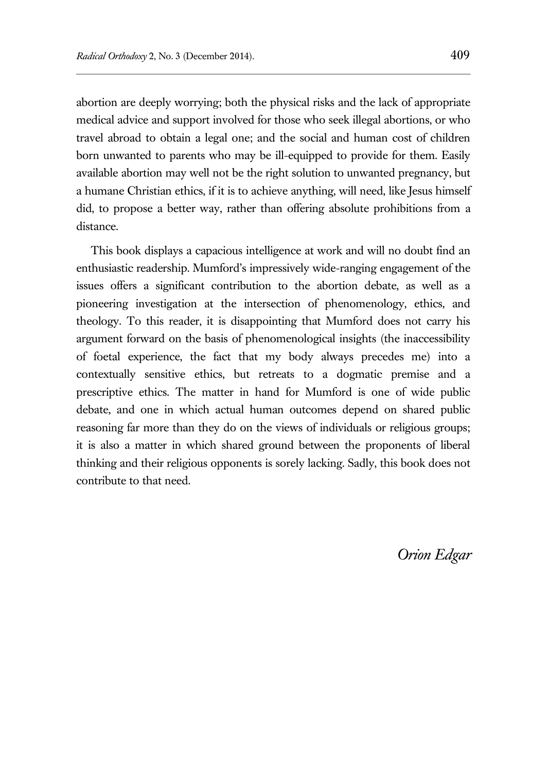abortion are deeply worrying; both the physical risks and the lack of appropriate medical advice and support involved for those who seek illegal abortions, or who travel abroad to obtain a legal one; and the social and human cost of children born unwanted to parents who may be ill-equipped to provide for them. Easily available abortion may well not be the right solution to unwanted pregnancy, but a humane Christian ethics, if it is to achieve anything, will need, like Jesus himself did, to propose a better way, rather than offering absolute prohibitions from a distance.

This book displays a capacious intelligence at work and will no doubt find an enthusiastic readership. Mumford's impressively wide-ranging engagement of the issues offers a significant contribution to the abortion debate, as well as a pioneering investigation at the intersection of phenomenology, ethics, and theology. To this reader, it is disappointing that Mumford does not carry his argument forward on the basis of phenomenological insights (the inaccessibility of foetal experience, the fact that my body always precedes me) into a contextually sensitive ethics, but retreats to a dogmatic premise and a prescriptive ethics. The matter in hand for Mumford is one of wide public debate, and one in which actual human outcomes depend on shared public reasoning far more than they do on the views of individuals or religious groups; it is also a matter in which shared ground between the proponents of liberal thinking and their religious opponents is sorely lacking. Sadly, this book does not contribute to that need.

*Orion Edgar*